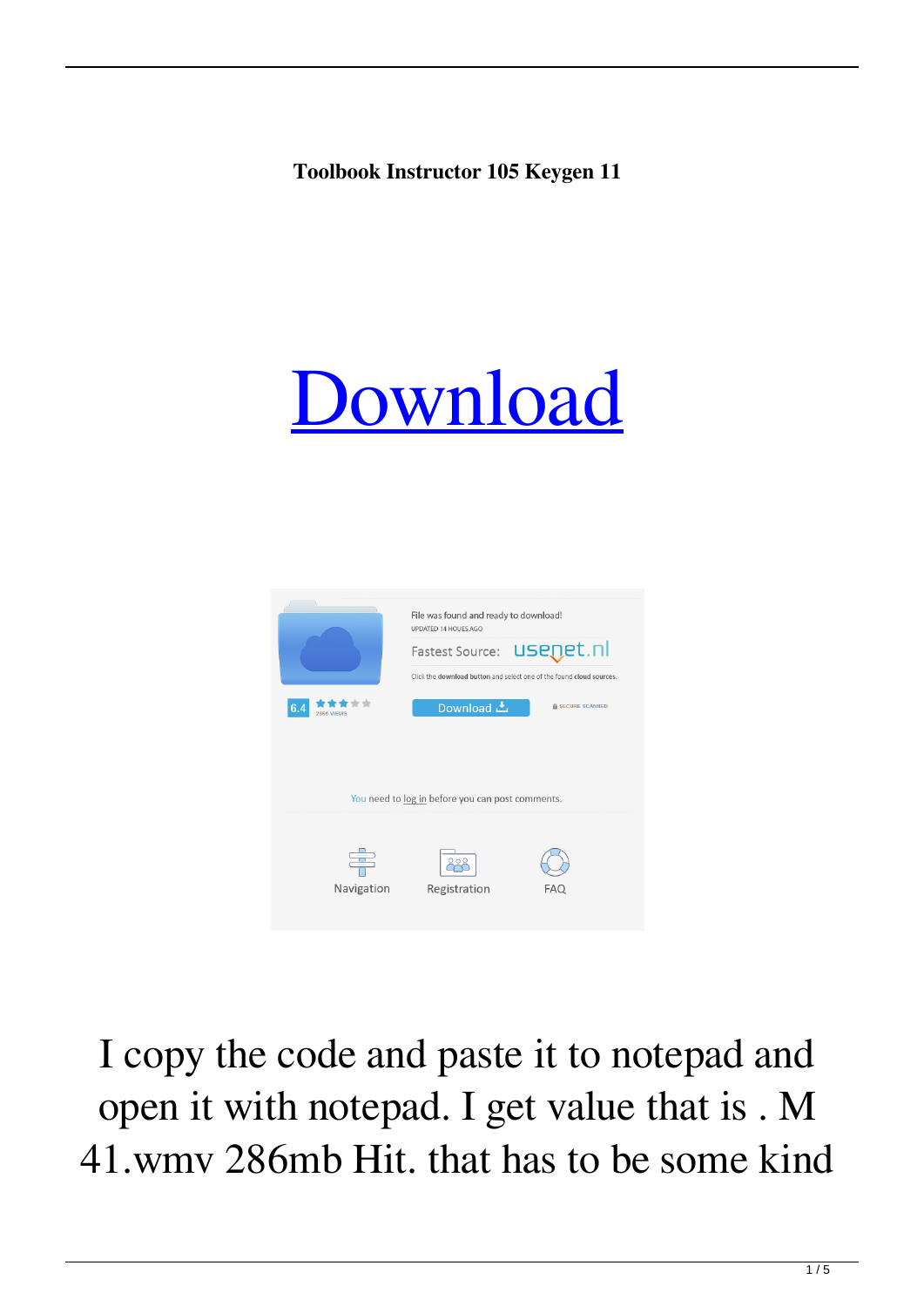**Toolbook Instructor 105 Keygen 11**

# [Download](#)

I copy the code and paste it to notepad and open it with notepad. I get value that is . M 41.wmv 286mb Hit. that has to be some kind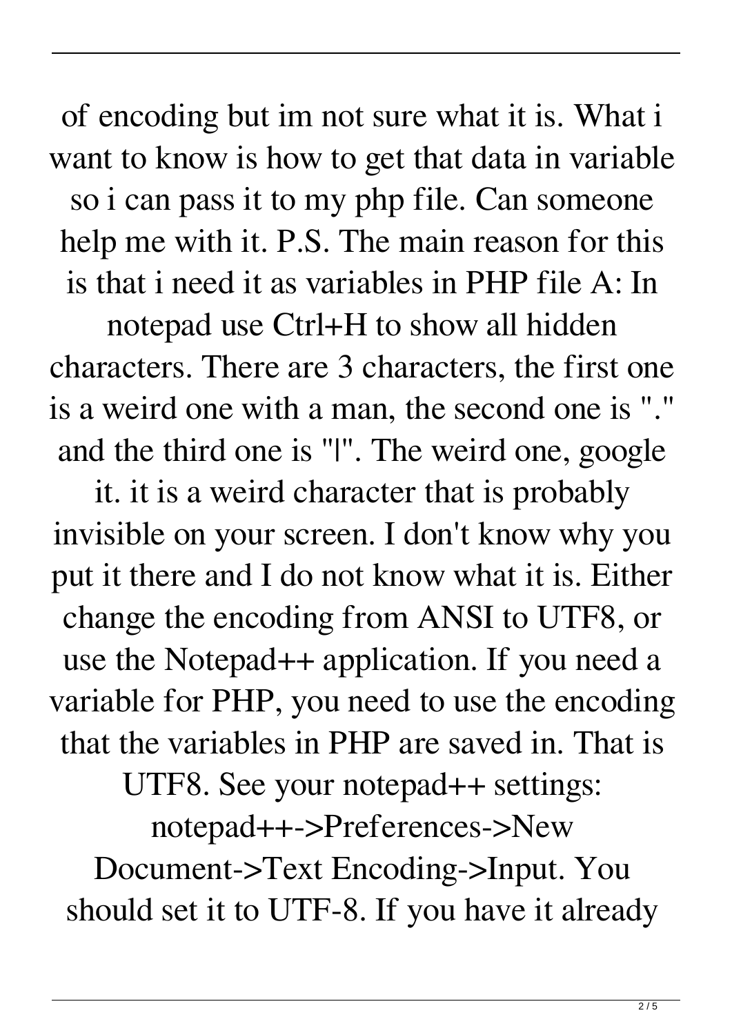of encoding but im not sure what it is. What i want to know is how to get that data in variable so i can pass it to my php file. Can someone help me with it. P.S. The main reason for this is that i need it as variables in PHP file A: In notepad use Ctrl+H to show all hidden characters. There are 3 characters, the first one is a weird one with a man, the second one is "." and the third one is "|". The weird one, google it. it is a weird character that is probably invisible on your screen. I don't know why you put it there and I do not know what it is. Either change the encoding from ANSI to UTF8, or use the Notepad++ application. If you need a variable for PHP, you need to use the encoding that the variables in PHP are saved in. That is UTF8. See your notepad++ settings: notepad++->Preferences->New Document->Text Encoding->Input. You should set it to UTF-8. If you have it already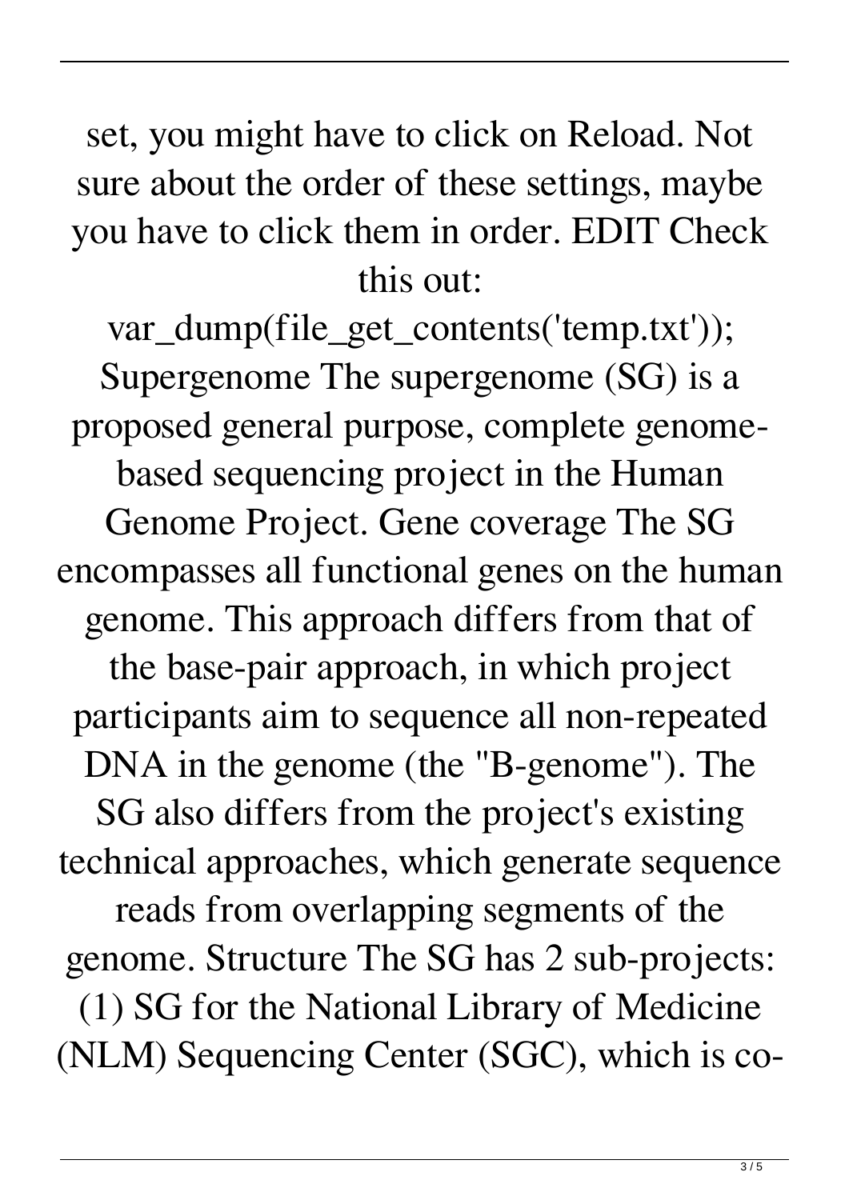set, you might have to click on Reload. Not sure about the order of these settings, maybe you have to click them in order. EDIT Check this out:

var_dump(file_get_contents('temp.txt'));

Supergenome The supergenome (SG) is a proposed general purpose, complete genome-based sequencing project in the Human Genome Project. Gene coverage The SG encompasses all functional genes on the human genome. This approach differs from that of the base-pair approach, in which project participants aim to sequence all non-repeated DNA in the genome (the "B-genome"). The SG also differs from the project's existing technical approaches, which generate sequence reads from overlapping segments of the genome. Structure The SG has 2 sub-projects: (1) SG for the National Library of Medicine (NLM) Sequencing Center (SGC), which is co-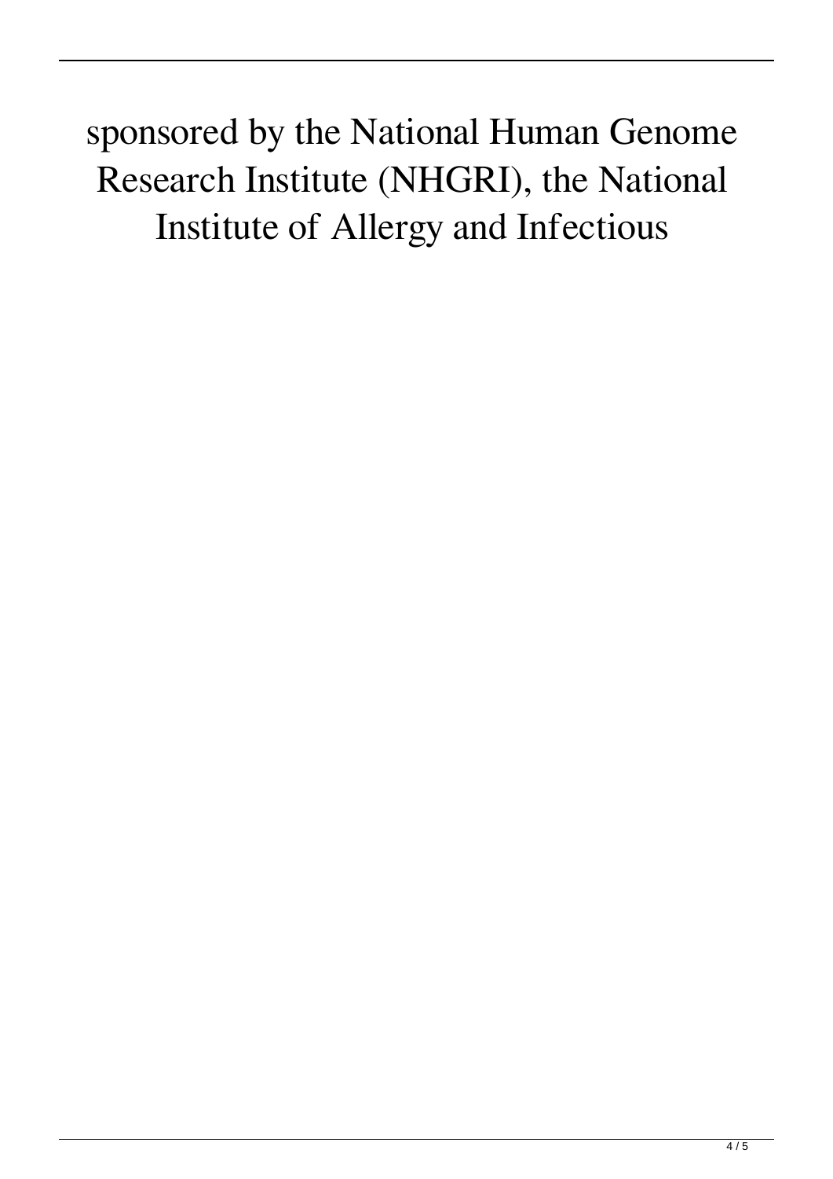sponsored by the National Human Genome Research Institute (NHGRI), the National Institute of Allergy and Infectious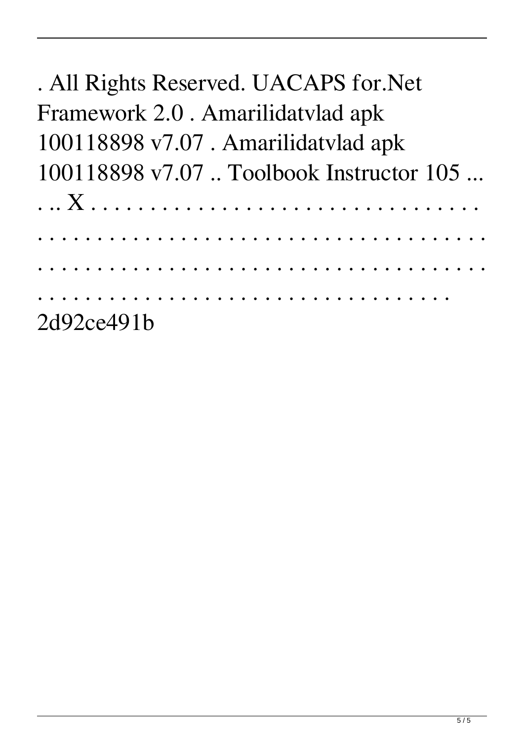. All Rights Reserved. UACAPS for.Net Framework 2.0 . Amarilidatvlad apk 100118898 v7.07 . Amarilidatvlad apk 100118898 v7.07 .. Toolbook Instructor 105 ... . .. X . . . . . . . . . . . . . . . . . . . . . . . . . . . . . . . . . . . . . . . . . . . . . . . . . . . . . . . . . . . . . . . . . . . . . . . . . . . . . . . . . . . . . . . . . . . . . . . . . . . . . . . . . . . . . . . . . . . . . . . . . . . . . . . . . . . . . . . . . .

2d92ce491b